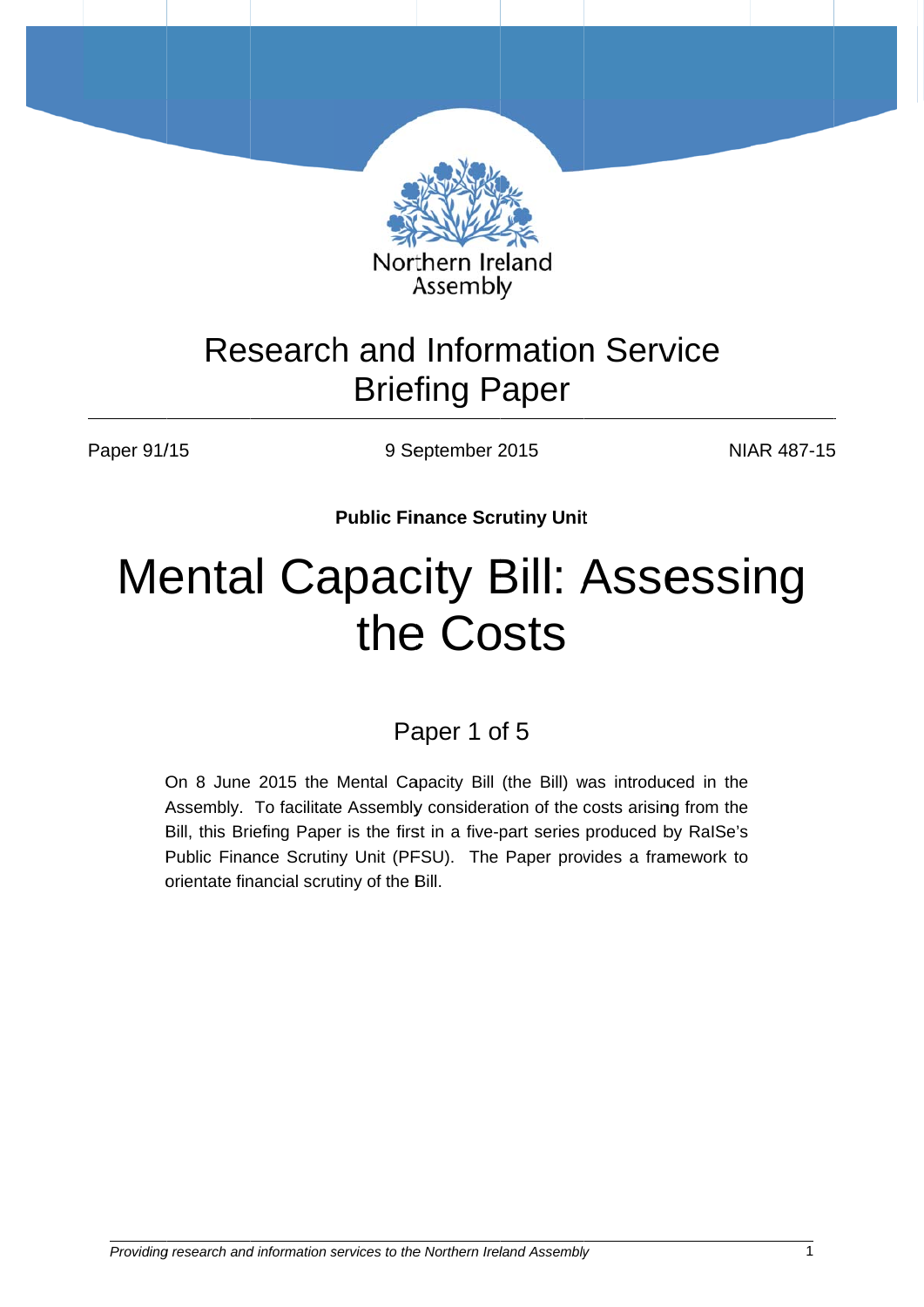Northern Ireland Assembly

# Research and Information Service Briefing Paper

Paper 91/15 | 9 September 2015 | NIAR 487-15

**Public Finance Scrutiny Unit**

# Mental Capacity Bill: Assessing the Costs

## Paper 1 of 5

On 8 June 2015 the Mental Capacity Bill (the Bill) was introduced in the Assembly. To facilitate Assembly consideration of the costs arising from the Bill, this Briefing Paper is the first in a five-part series produced by RaISe's Public Finance Scrutiny Unit (PFSU). The Paper provides a framework to orientate financial scrutiny of the Bill.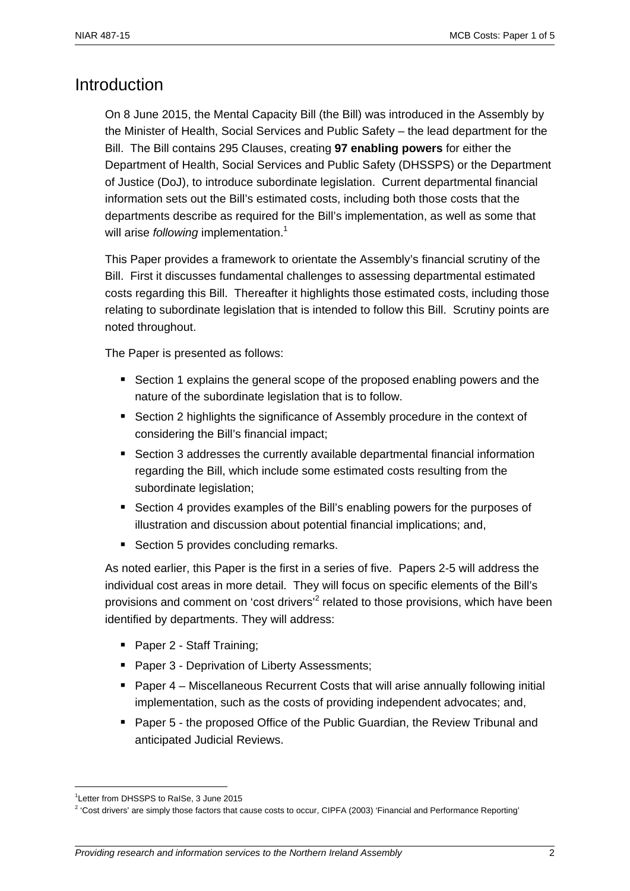# Introduction

On 8 June 2015, the Mental Capacity Bill (the Bill) was introduced in the Assembly by the Minister of Health, Social Services and Public Safety – the lead department for the Bill. The Bill contains 295 Clauses, creating **97 enabling powers** for either the Department of Health, Social Services and Public Safety (DHSSPS) or the Department of Justice (DoJ), to introduce subordinate legislation. Current departmental financial information sets out the Bill's estimated costs, including both those costs that the departments describe as required for the Bill's implementation, as well as some that will arise *following* implementation.[1]

This Paper provides a framework to orientate the Assembly's financial scrutiny of the Bill. First it discusses fundamental challenges to assessing departmental estimated costs regarding this Bill. Thereafter it highlights those estimated costs, including those relating to subordinate legislation that is intended to follow this Bill. Scrutiny points are noted throughout.

The Paper is presented as follows:

- Section 1 explains the general scope of the proposed enabling powers and the nature of the subordinate legislation that is to follow.
- Section 2 highlights the significance of Assembly procedure in the context of considering the Bill's financial impact;
- Section 3 addresses the currently available departmental financial information regarding the Bill, which include some estimated costs resulting from the subordinate legislation;
- Section 4 provides examples of the Bill's enabling powers for the purposes of illustration and discussion about potential financial implications; and,
- Section 5 provides concluding remarks.

As noted earlier, this Paper is the first in a series of five. Papers 2-5 will address the individual cost areas in more detail. They will focus on specific elements of the Bill's provisions and comment on 'cost drivers'[2] related to those provisions, which have been identified by departments. They will address:

- Paper 2 - Staff Training;
- Paper 3 - Deprivation of Liberty Assessments;
- Paper 4 – Miscellaneous Recurrent Costs that will arise annually following initial implementation, such as the costs of providing independent advocates; and,
- Paper 5 - the proposed Office of the Public Guardian, the Review Tribunal and anticipated Judicial Reviews.

[1] Letter from DHSSPS to RaISe, 3 June 2015

[2] 'Cost drivers' are simply those factors that cause costs to occur, CIPFA (2003) 'Financial and Performance Reporting'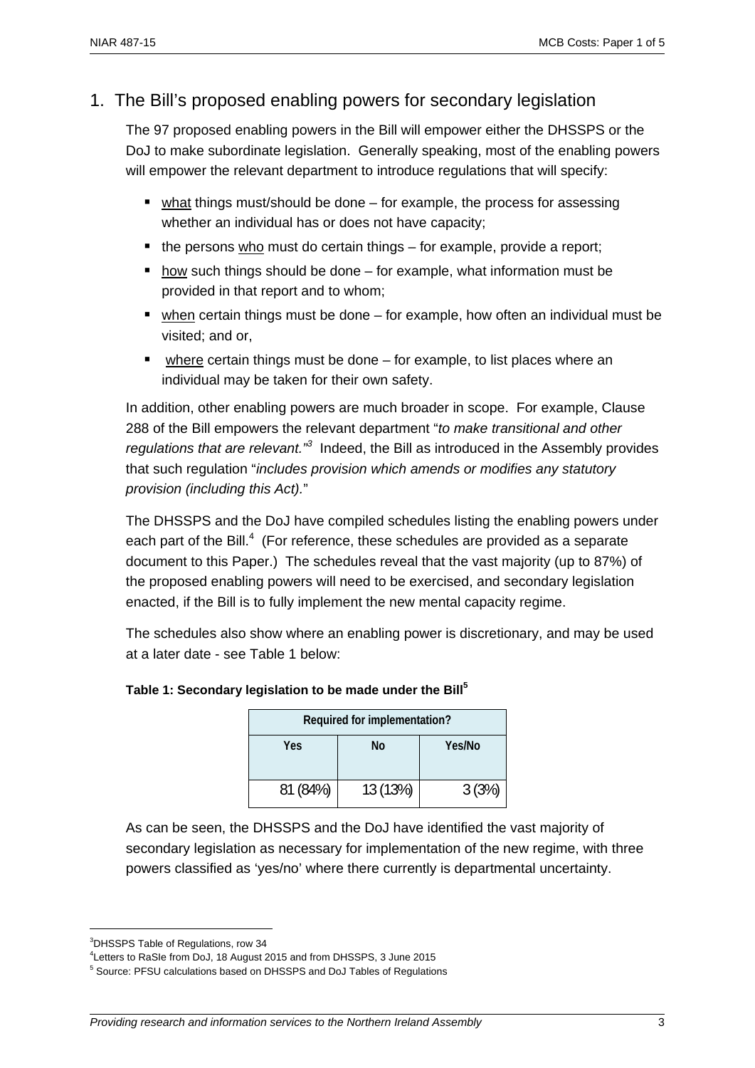## 1. The Bill's proposed enabling powers for secondary legislation

The 97 proposed enabling powers in the Bill will empower either the DHSSPS or the DoJ to make subordinate legislation. Generally speaking, most of the enabling powers will empower the relevant department to introduce regulations that will specify:

- what things must/should be done – for example, the process for assessing whether an individual has or does not have capacity;
- the persons who must do certain things – for example, provide a report;
- how such things should be done – for example, what information must be provided in that report and to whom;
- when certain things must be done – for example, how often an individual must be visited; and or,
- where certain things must be done – for example, to list places where an individual may be taken for their own safety.

In addition, other enabling powers are much broader in scope. For example, Clause 288 of the Bill empowers the relevant department "*to make transitional and other regulations that are relevant.*"[3] Indeed, the Bill as introduced in the Assembly provides that such regulation "*includes provision which amends or modifies any statutory provision (including this Act).*"

The DHSSPS and the DoJ have compiled schedules listing the enabling powers under each part of the Bill.[4] (For reference, these schedules are provided as a separate document to this Paper.) The schedules reveal that the vast majority (up to 87%) of the proposed enabling powers will need to be exercised, and secondary legislation enacted, if the Bill is to fully implement the new mental capacity regime.

The schedules also show where an enabling power is discretionary, and may be used at a later date - see Table 1 below:

**Table 1: Secondary legislation to be made under the Bill[5]**

| Required for implementation? | | |
|---|---|---|
| Yes | No | Yes/No |
| 81 (84%) | 13 (13%) | 3 (3%) |

As can be seen, the DHSSPS and the DoJ have identified the vast majority of secondary legislation as necessary for implementation of the new regime, with three powers classified as 'yes/no' where there currently is departmental uncertainty.

---

[3] DHSSPS Table of Regulations, row 34

[4] Letters to RaSIe from DoJ, 18 August 2015 and from DHSSPS, 3 June 2015

[5] Source: PFSU calculations based on DHSSPS and DoJ Tables of Regulations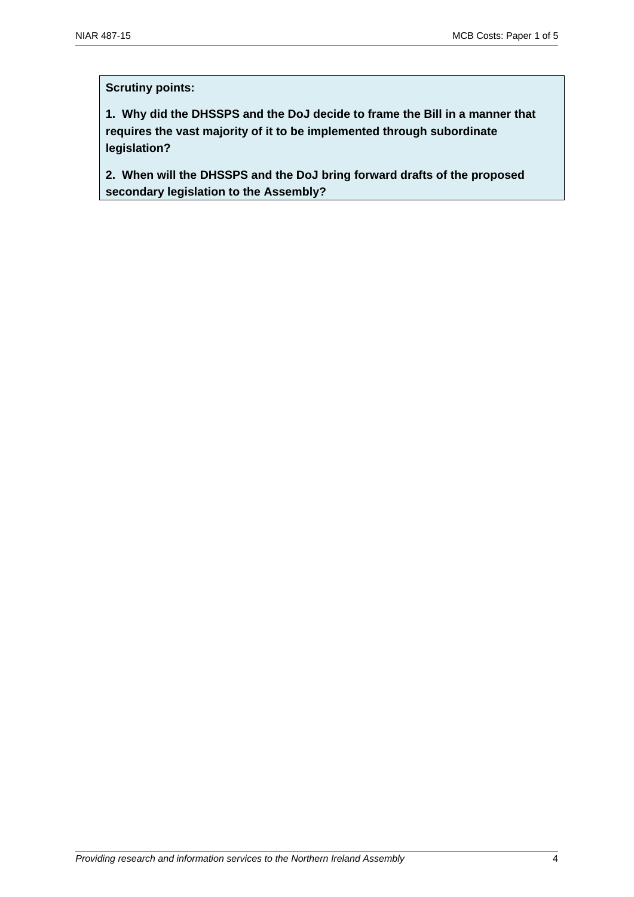**Scrutiny points:**

**1. Why did the DHSSPS and the DoJ decide to frame the Bill in a manner that requires the vast majority of it to be implemented through subordinate legislation?**

**2. When will the DHSSPS and the DoJ bring forward drafts of the proposed secondary legislation to the Assembly?**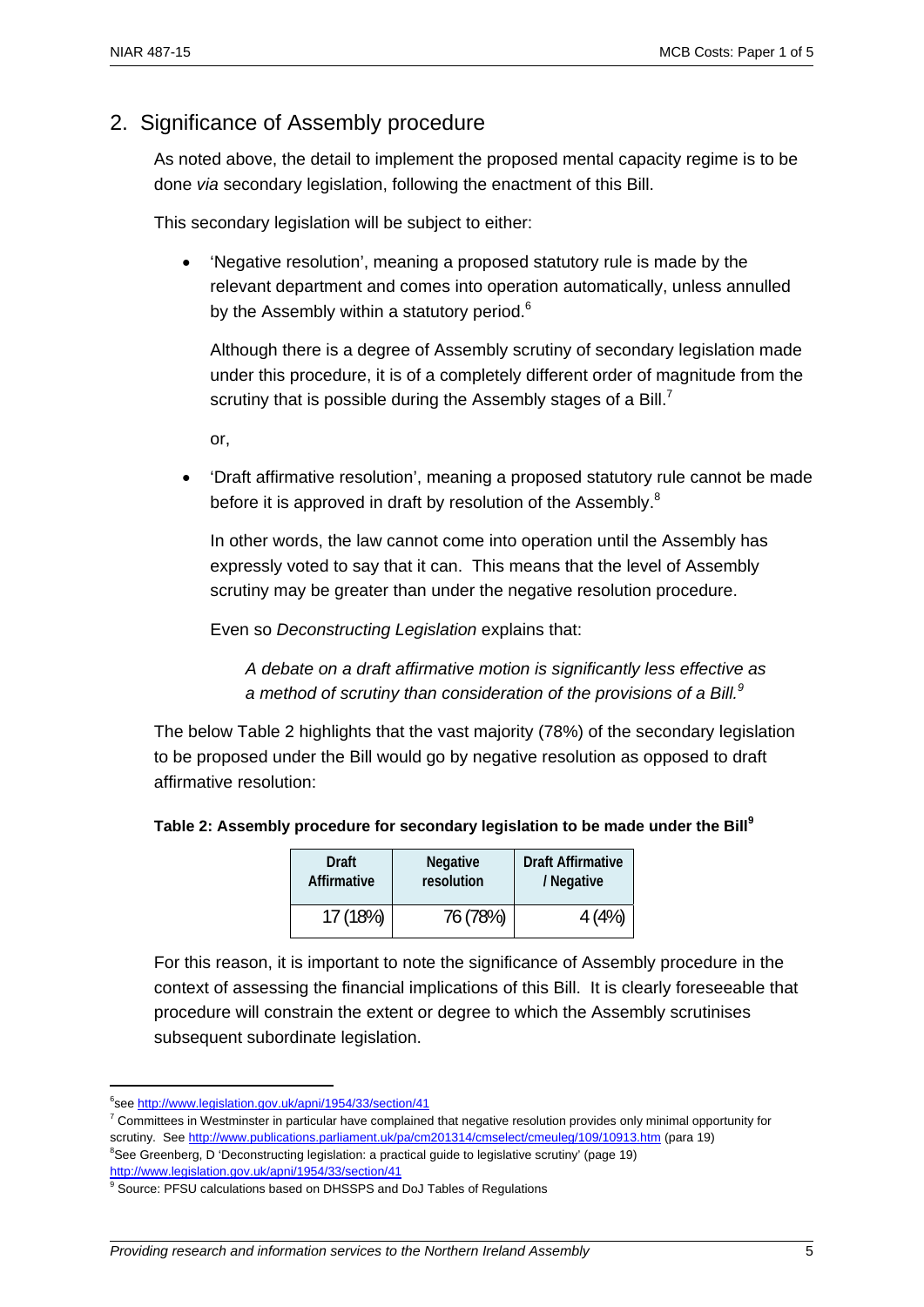## 2. Significance of Assembly procedure

As noted above, the detail to implement the proposed mental capacity regime is to be done *via* secondary legislation, following the enactment of this Bill.

This secondary legislation will be subject to either:

- 'Negative resolution', meaning a proposed statutory rule is made by the relevant department and comes into operation automatically, unless annulled by the Assembly within a statutory period.[6]

  Although there is a degree of Assembly scrutiny of secondary legislation made under this procedure, it is of a completely different order of magnitude from the scrutiny that is possible during the Assembly stages of a Bill.[7]

  or,

- 'Draft affirmative resolution', meaning a proposed statutory rule cannot be made before it is approved in draft by resolution of the Assembly.[8]

  In other words, the law cannot come into operation until the Assembly has expressly voted to say that it can. This means that the level of Assembly scrutiny may be greater than under the negative resolution procedure.

  Even so *Deconstructing Legislation* explains that:

  > *A debate on a draft affirmative motion is significantly less effective as a method of scrutiny than consideration of the provisions of a Bill.*[9]

The below Table 2 highlights that the vast majority (78%) of the secondary legislation to be proposed under the Bill would go by negative resolution as opposed to draft affirmative resolution:

**Table 2: Assembly procedure for secondary legislation to be made under the Bill[9]**

| Draft Affirmative | Negative resolution | Draft Affirmative / Negative |
|---|---|---|
| 17 (18%) | 76 (78%) | 4 (4%) |

For this reason, it is important to note the significance of Assembly procedure in the context of assessing the financial implications of this Bill. It is clearly foreseeable that procedure will constrain the extent or degree to which the Assembly scrutinises subsequent subordinate legislation.

---

[6] see http://www.legislation.gov.uk/apni/1954/33/section/41

[7] Committees in Westminster in particular have complained that negative resolution provides only minimal opportunity for scrutiny. See http://www.publications.parliament.uk/pa/cm201314/cmselect/cmeuleg/109/10913.htm (para 19)

[8] See Greenberg, D 'Deconstructing legislation: a practical guide to legislative scrutiny' (page 19) http://www.legislation.gov.uk/apni/1954/33/section/41

[9] Source: PFSU calculations based on DHSSPS and DoJ Tables of Regulations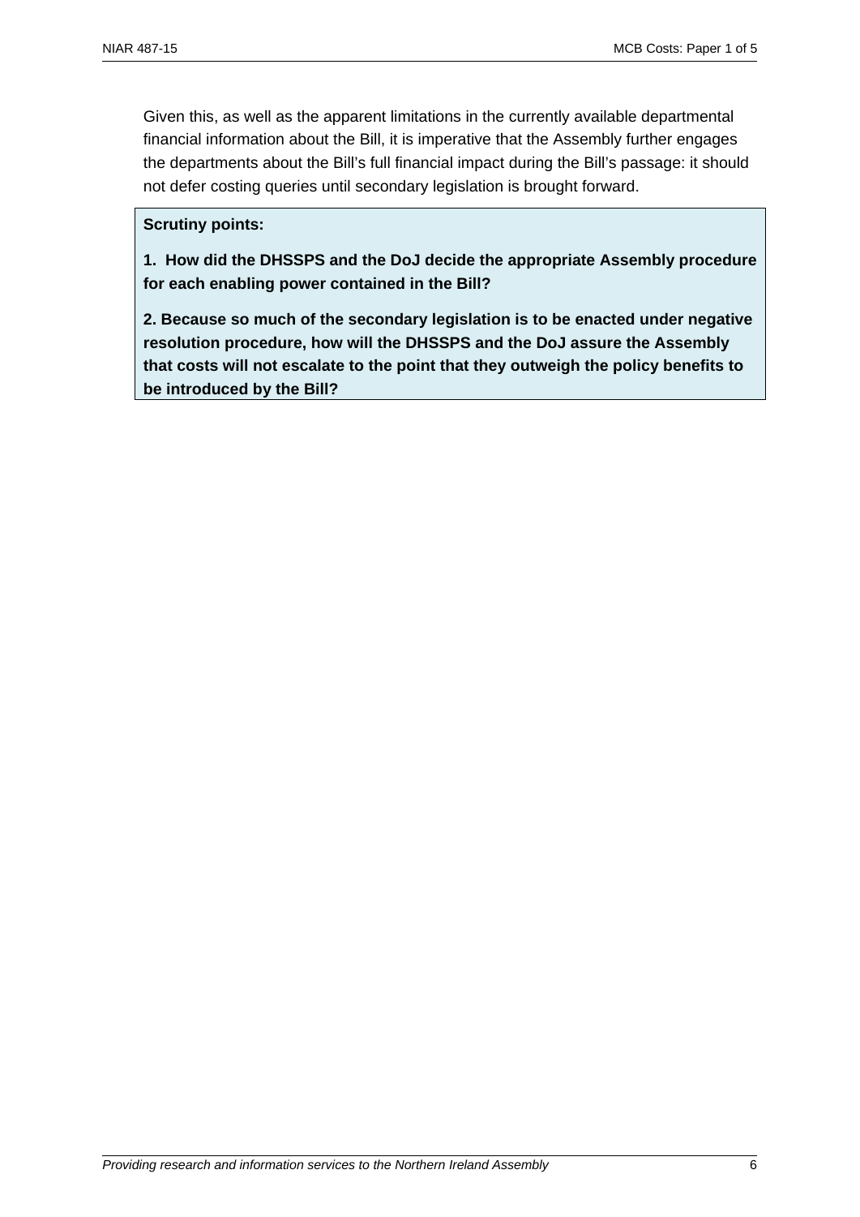Given this, as well as the apparent limitations in the currently available departmental financial information about the Bill, it is imperative that the Assembly further engages the departments about the Bill's full financial impact during the Bill's passage: it should not defer costing queries until secondary legislation is brought forward.

**Scrutiny points:**

**1. How did the DHSSPS and the DoJ decide the appropriate Assembly procedure for each enabling power contained in the Bill?**

**2. Because so much of the secondary legislation is to be enacted under negative resolution procedure, how will the DHSSPS and the DoJ assure the Assembly that costs will not escalate to the point that they outweigh the policy benefits to be introduced by the Bill?**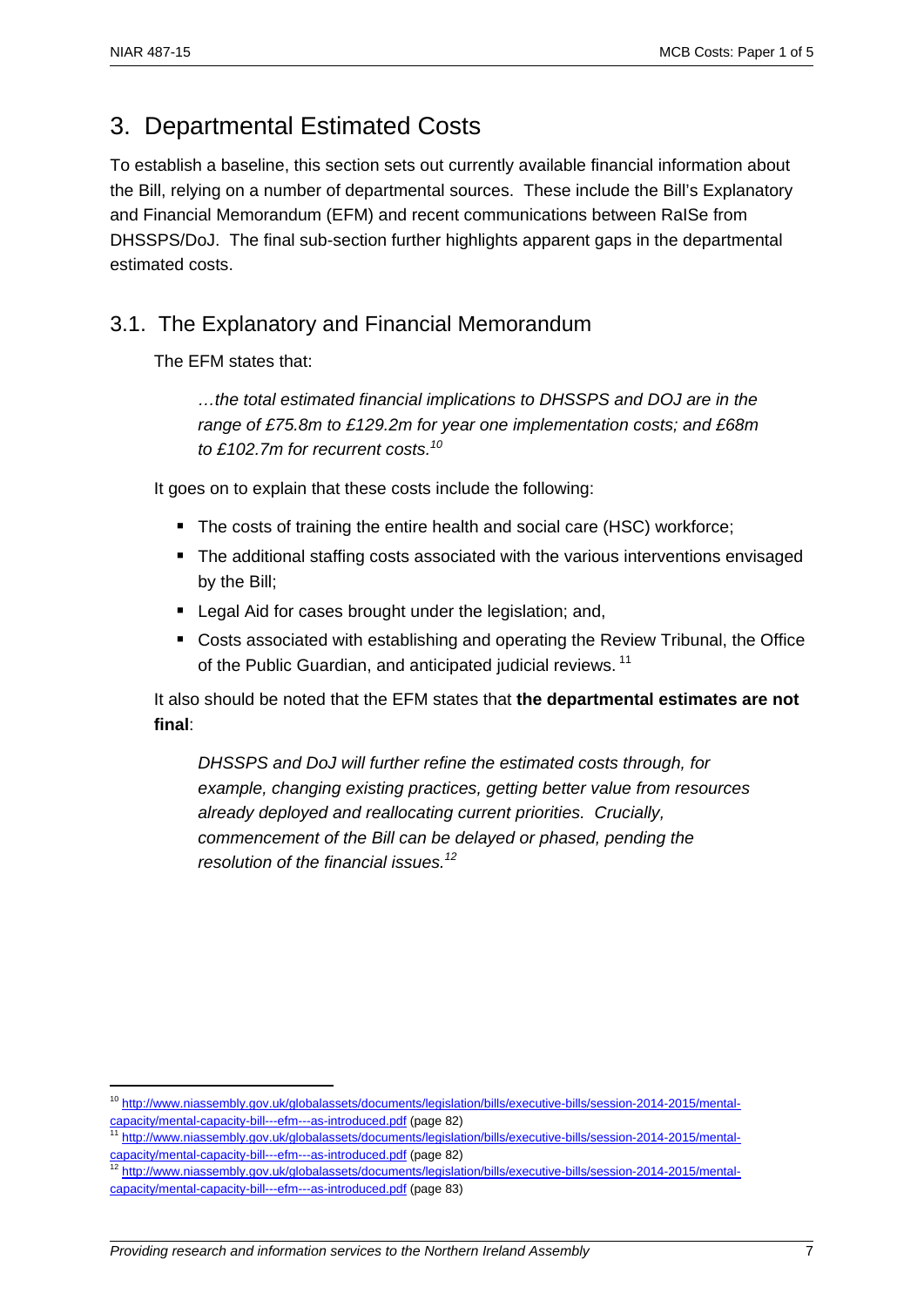## 3. Departmental Estimated Costs

To establish a baseline, this section sets out currently available financial information about the Bill, relying on a number of departmental sources. These include the Bill's Explanatory and Financial Memorandum (EFM) and recent communications between RaISe from DHSSPS/DoJ. The final sub-section further highlights apparent gaps in the departmental estimated costs.

### 3.1. The Explanatory and Financial Memorandum

The EFM states that:

> *…the total estimated financial implications to DHSSPS and DOJ are in the range of £75.8m to £129.2m for year one implementation costs; and £68m to £102.7m for recurrent costs.*[10]

It goes on to explain that these costs include the following:

- The costs of training the entire health and social care (HSC) workforce;
- The additional staffing costs associated with the various interventions envisaged by the Bill;
- Legal Aid for cases brought under the legislation; and,
- Costs associated with establishing and operating the Review Tribunal, the Office of the Public Guardian, and anticipated judicial reviews.[11]

It also should be noted that the EFM states that **the departmental estimates are not final**:

> *DHSSPS and DoJ will further refine the estimated costs through, for example, changing existing practices, getting better value from resources already deployed and reallocating current priorities. Crucially, commencement of the Bill can be delayed or phased, pending the resolution of the financial issues.*[12]

---

[10] http://www.niassembly.gov.uk/globalassets/documents/legislation/bills/executive-bills/session-2014-2015/mental-capacity/mental-capacity-bill---efm---as-introduced.pdf (page 82)

[11] http://www.niassembly.gov.uk/globalassets/documents/legislation/bills/executive-bills/session-2014-2015/mental-capacity/mental-capacity-bill---efm---as-introduced.pdf (page 82)

[12] http://www.niassembly.gov.uk/globalassets/documents/legislation/bills/executive-bills/session-2014-2015/mental-capacity/mental-capacity-bill---efm---as-introduced.pdf (page 83)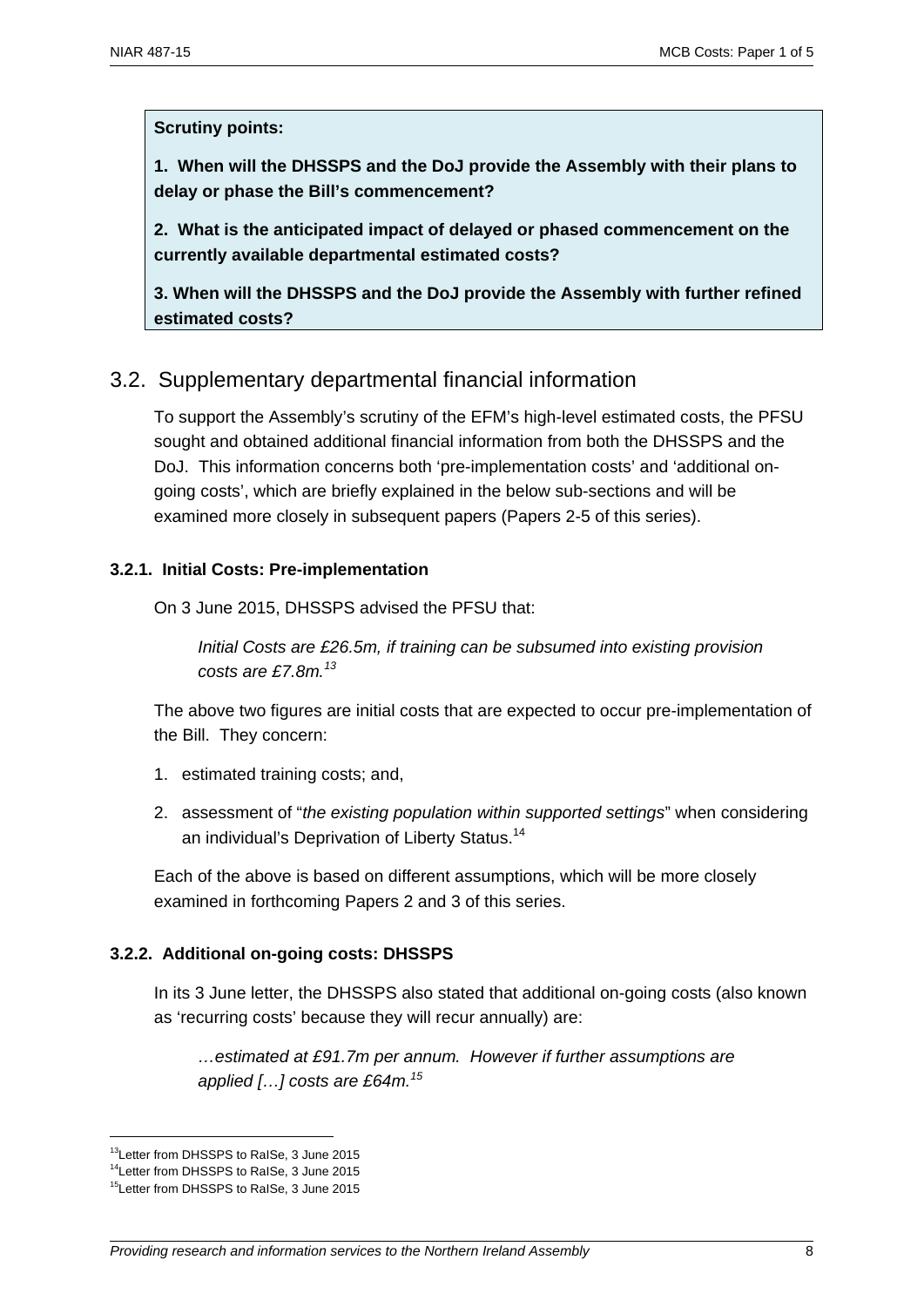**Scrutiny points:**

**1. When will the DHSSPS and the DoJ provide the Assembly with their plans to delay or phase the Bill's commencement?**

**2. What is the anticipated impact of delayed or phased commencement on the currently available departmental estimated costs?**

**3. When will the DHSSPS and the DoJ provide the Assembly with further refined estimated costs?**

## 3.2. Supplementary departmental financial information

To support the Assembly's scrutiny of the EFM's high-level estimated costs, the PFSU sought and obtained additional financial information from both the DHSSPS and the DoJ. This information concerns both 'pre-implementation costs' and 'additional on-going costs', which are briefly explained in the below sub-sections and will be examined more closely in subsequent papers (Papers 2-5 of this series).

### 3.2.1. Initial Costs: Pre-implementation

On 3 June 2015, DHSSPS advised the PFSU that:

> *Initial Costs are £26.5m, if training can be subsumed into existing provision costs are £7.8m.*[13]

The above two figures are initial costs that are expected to occur pre-implementation of the Bill. They concern:

1. estimated training costs; and,
2. assessment of "*the existing population within supported settings*" when considering an individual's Deprivation of Liberty Status.[14]

Each of the above is based on different assumptions, which will be more closely examined in forthcoming Papers 2 and 3 of this series.

### 3.2.2. Additional on-going costs: DHSSPS

In its 3 June letter, the DHSSPS also stated that additional on-going costs (also known as 'recurring costs' because they will recur annually) are:

> *…estimated at £91.7m per annum. However if further assumptions are applied […] costs are £64m.*[15]

[13] Letter from DHSSPS to RaISe, 3 June 2015
[14] Letter from DHSSPS to RaISe, 3 June 2015
[15] Letter from DHSSPS to RaISe, 3 June 2015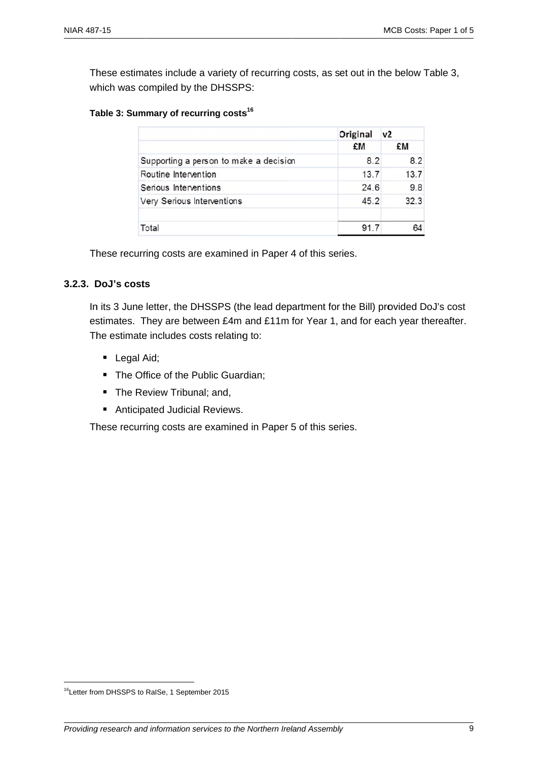These estimates include a variety of recurring costs, as set out in the below Table 3, which was compiled by the DHSSPS:

**Table 3: Summary of recurring costs[16]**

| | Original | v2 |
|---|---|---|
| | £M | £M |
| Supporting a person to make a decision | 8.2 | 8.2 |
| Routine Intervention | 13.7 | 13.7 |
| Serious Interventions | 24.6 | 9.8 |
| Very Serious Interventions | 45.2 | 32.3 |
| | | |
| Total | 91.7 | 64 |

These recurring costs are examined in Paper 4 of this series.

### 3.2.3. DoJ's costs

In its 3 June letter, the DHSSPS (the lead department for the Bill) provided DoJ's cost estimates. They are between £4m and £11m for Year 1, and for each year thereafter. The estimate includes costs relating to:

- Legal Aid;
- The Office of the Public Guardian;
- The Review Tribunal; and,
- Anticipated Judicial Reviews.

These recurring costs are examined in Paper 5 of this series.

[16] Letter from DHSSPS to RaISe, 1 September 2015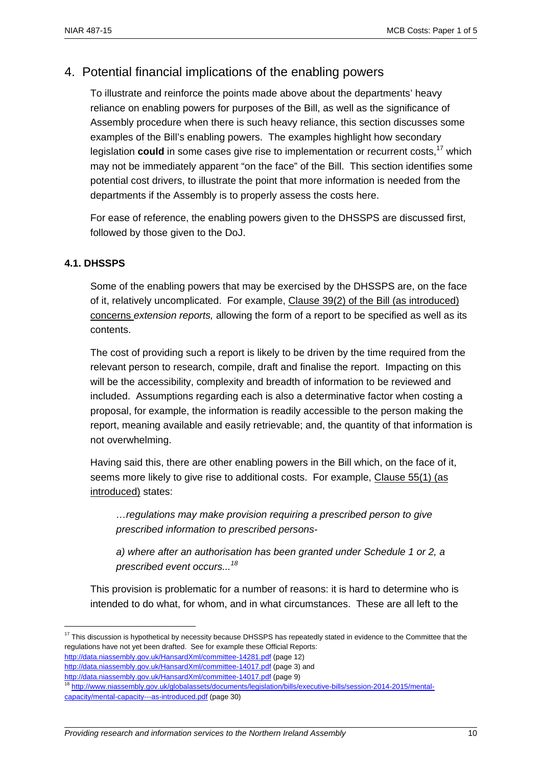## 4. Potential financial implications of the enabling powers

To illustrate and reinforce the points made above about the departments' heavy reliance on enabling powers for purposes of the Bill, as well as the significance of Assembly procedure when there is such heavy reliance, this section discusses some examples of the Bill's enabling powers. The examples highlight how secondary legislation **could** in some cases give rise to implementation or recurrent costs,[17] which may not be immediately apparent "on the face" of the Bill. This section identifies some potential cost drivers, to illustrate the point that more information is needed from the departments if the Assembly is to properly assess the costs here.

For ease of reference, the enabling powers given to the DHSSPS are discussed first, followed by those given to the DoJ.

### 4.1. DHSSPS

Some of the enabling powers that may be exercised by the DHSSPS are, on the face of it, relatively uncomplicated. For example, Clause 39(2) of the Bill (as introduced) concerns *extension reports,* allowing the form of a report to be specified as well as its contents.

The cost of providing such a report is likely to be driven by the time required from the relevant person to research, compile, draft and finalise the report. Impacting on this will be the accessibility, complexity and breadth of information to be reviewed and included. Assumptions regarding each is also a determinative factor when costing a proposal, for example, the information is readily accessible to the person making the report, meaning available and easily retrievable; and, the quantity of that information is not overwhelming.

Having said this, there are other enabling powers in the Bill which, on the face of it, seems more likely to give rise to additional costs. For example, Clause 55(1) (as introduced) states:

> *…regulations may make provision requiring a prescribed person to give prescribed information to prescribed persons-*
>
> *a) where after an authorisation has been granted under Schedule 1 or 2, a prescribed event occurs...*[18]

This provision is problematic for a number of reasons: it is hard to determine who is intended to do what, for whom, and in what circumstances. These are all left to the

---

[17] This discussion is hypothetical by necessity because DHSSPS has repeatedly stated in evidence to the Committee that the regulations have not yet been drafted. See for example these Official Reports:
http://data.niassembly.gov.uk/HansardXml/committee-14281.pdf (page 12)
http://data.niassembly.gov.uk/HansardXml/committee-14017.pdf (page 3) and
http://data.niassembly.gov.uk/HansardXml/committee-14017.pdf (page 9)

[18] http://www.niassembly.gov.uk/globalassets/documents/legislation/bills/executive-bills/session-2014-2015/mental-capacity/mental-capacity---as-introduced.pdf (page 30)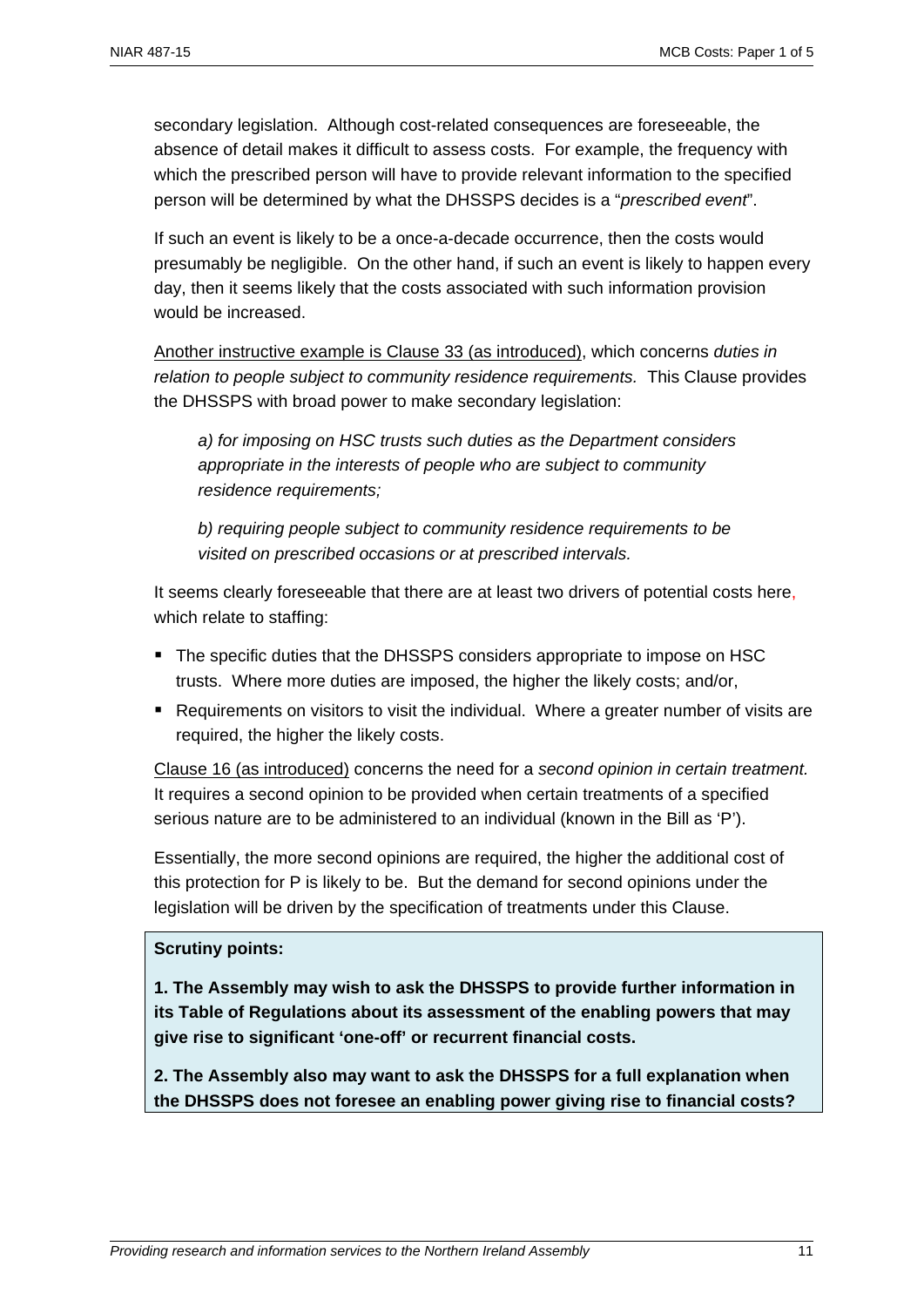secondary legislation. Although cost-related consequences are foreseeable, the absence of detail makes it difficult to assess costs. For example, the frequency with which the prescribed person will have to provide relevant information to the specified person will be determined by what the DHSSPS decides is a "*prescribed event*".

If such an event is likely to be a once-a-decade occurrence, then the costs would presumably be negligible. On the other hand, if such an event is likely to happen every day, then it seems likely that the costs associated with such information provision would be increased.

<u>Another instructive example is Clause 33 (as introduced)</u>, which concerns *duties in relation to people subject to community residence requirements.* This Clause provides the DHSSPS with broad power to make secondary legislation:

> *a) for imposing on HSC trusts such duties as the Department considers appropriate in the interests of people who are subject to community residence requirements;*
>
> *b) requiring people subject to community residence requirements to be visited on prescribed occasions or at prescribed intervals.*

It seems clearly foreseeable that there are at least two drivers of potential costs here, which relate to staffing:

- The specific duties that the DHSSPS considers appropriate to impose on HSC trusts. Where more duties are imposed, the higher the likely costs; and/or,
- Requirements on visitors to visit the individual. Where a greater number of visits are required, the higher the likely costs.

<u>Clause 16 (as introduced)</u> concerns the need for a *second opinion in certain treatment.* It requires a second opinion to be provided when certain treatments of a specified serious nature are to be administered to an individual (known in the Bill as 'P').

Essentially, the more second opinions are required, the higher the additional cost of this protection for P is likely to be. But the demand for second opinions under the legislation will be driven by the specification of treatments under this Clause.

**Scrutiny points:**

**1. The Assembly may wish to ask the DHSSPS to provide further information in its Table of Regulations about its assessment of the enabling powers that may give rise to significant 'one-off' or recurrent financial costs.**

**2. The Assembly also may want to ask the DHSSPS for a full explanation when the DHSSPS does not foresee an enabling power giving rise to financial costs?**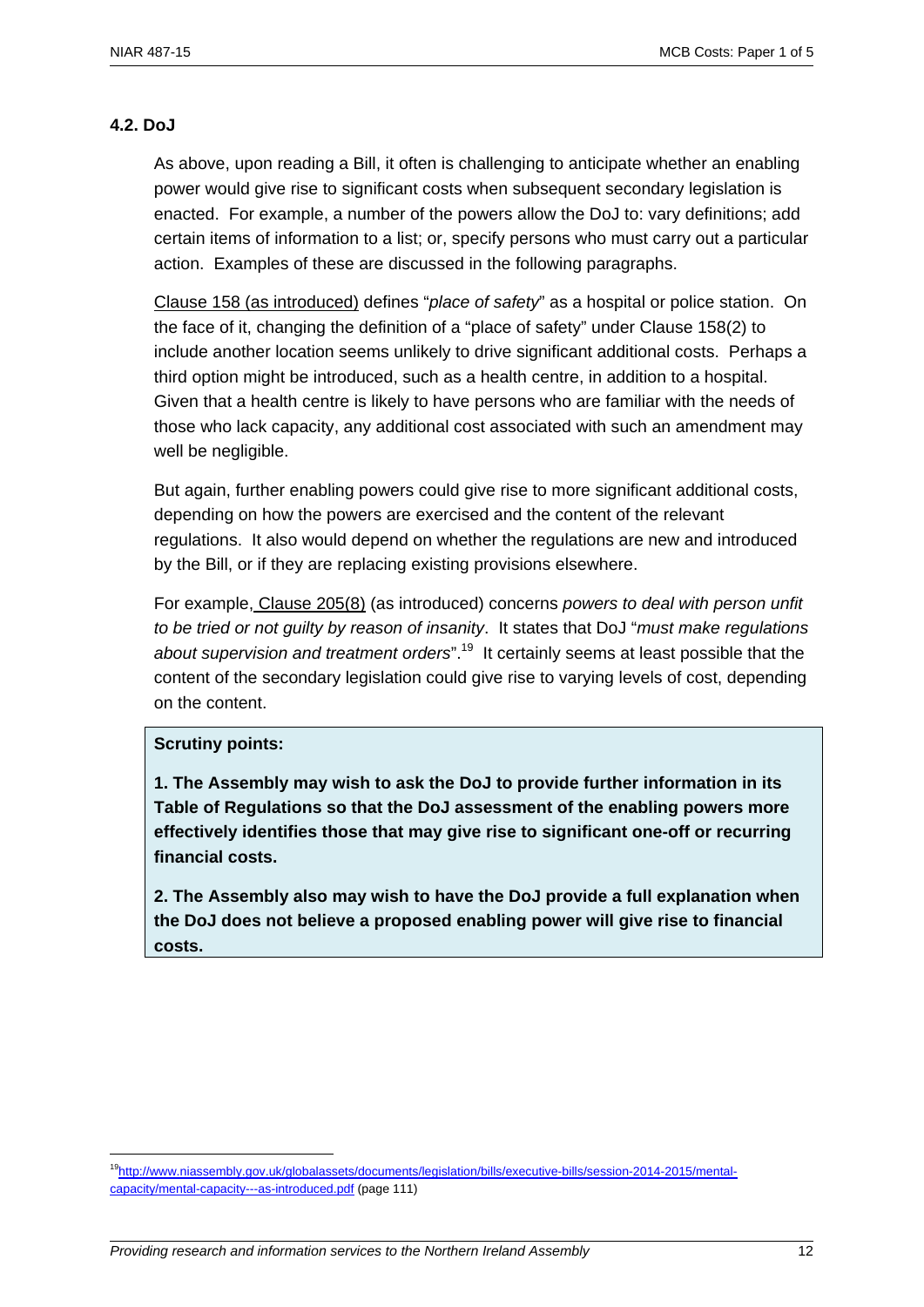### 4.2. DoJ

As above, upon reading a Bill, it often is challenging to anticipate whether an enabling power would give rise to significant costs when subsequent secondary legislation is enacted. For example, a number of the powers allow the DoJ to: vary definitions; add certain items of information to a list; or, specify persons who must carry out a particular action. Examples of these are discussed in the following paragraphs.

Clause 158 (as introduced) defines "*place of safety*" as a hospital or police station. On the face of it, changing the definition of a "place of safety" under Clause 158(2) to include another location seems unlikely to drive significant additional costs. Perhaps a third option might be introduced, such as a health centre, in addition to a hospital. Given that a health centre is likely to have persons who are familiar with the needs of those who lack capacity, any additional cost associated with such an amendment may well be negligible.

But again, further enabling powers could give rise to more significant additional costs, depending on how the powers are exercised and the content of the relevant regulations. It also would depend on whether the regulations are new and introduced by the Bill, or if they are replacing existing provisions elsewhere.

For example, Clause 205(8) (as introduced) concerns *powers to deal with person unfit to be tried or not guilty by reason of insanity*. It states that DoJ "*must make regulations about supervision and treatment orders*".[19] It certainly seems at least possible that the content of the secondary legislation could give rise to varying levels of cost, depending on the content.

> **Scrutiny points:**
>
> **1. The Assembly may wish to ask the DoJ to provide further information in its Table of Regulations so that the DoJ assessment of the enabling powers more effectively identifies those that may give rise to significant one-off or recurring financial costs.**
>
> **2. The Assembly also may wish to have the DoJ provide a full explanation when the DoJ does not believe a proposed enabling power will give rise to financial costs.**

---

[19] http://www.niassembly.gov.uk/globalassets/documents/legislation/bills/executive-bills/session-2014-2015/mental-capacity/mental-capacity---as-introduced.pdf (page 111)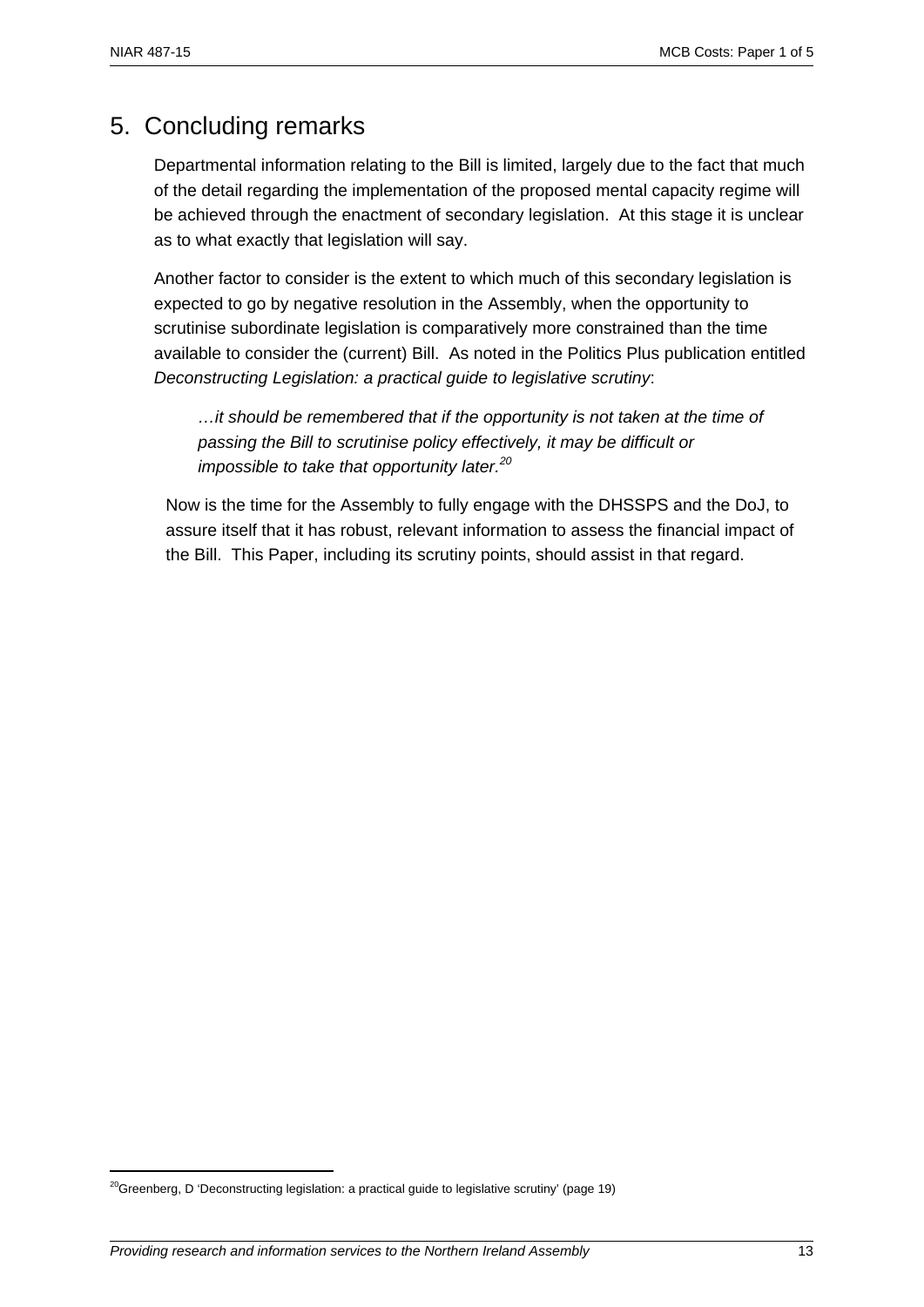## 5. Concluding remarks

Departmental information relating to the Bill is limited, largely due to the fact that much of the detail regarding the implementation of the proposed mental capacity regime will be achieved through the enactment of secondary legislation. At this stage it is unclear as to what exactly that legislation will say.

Another factor to consider is the extent to which much of this secondary legislation is expected to go by negative resolution in the Assembly, when the opportunity to scrutinise subordinate legislation is comparatively more constrained than the time available to consider the (current) Bill. As noted in the Politics Plus publication entitled *Deconstructing Legislation: a practical guide to legislative scrutiny*:

> *…it should be remembered that if the opportunity is not taken at the time of passing the Bill to scrutinise policy effectively, it may be difficult or impossible to take that opportunity later.*[20]

Now is the time for the Assembly to fully engage with the DHSSPS and the DoJ, to assure itself that it has robust, relevant information to assess the financial impact of the Bill. This Paper, including its scrutiny points, should assist in that regard.

---

[20] Greenberg, D 'Deconstructing legislation: a practical guide to legislative scrutiny' (page 19)